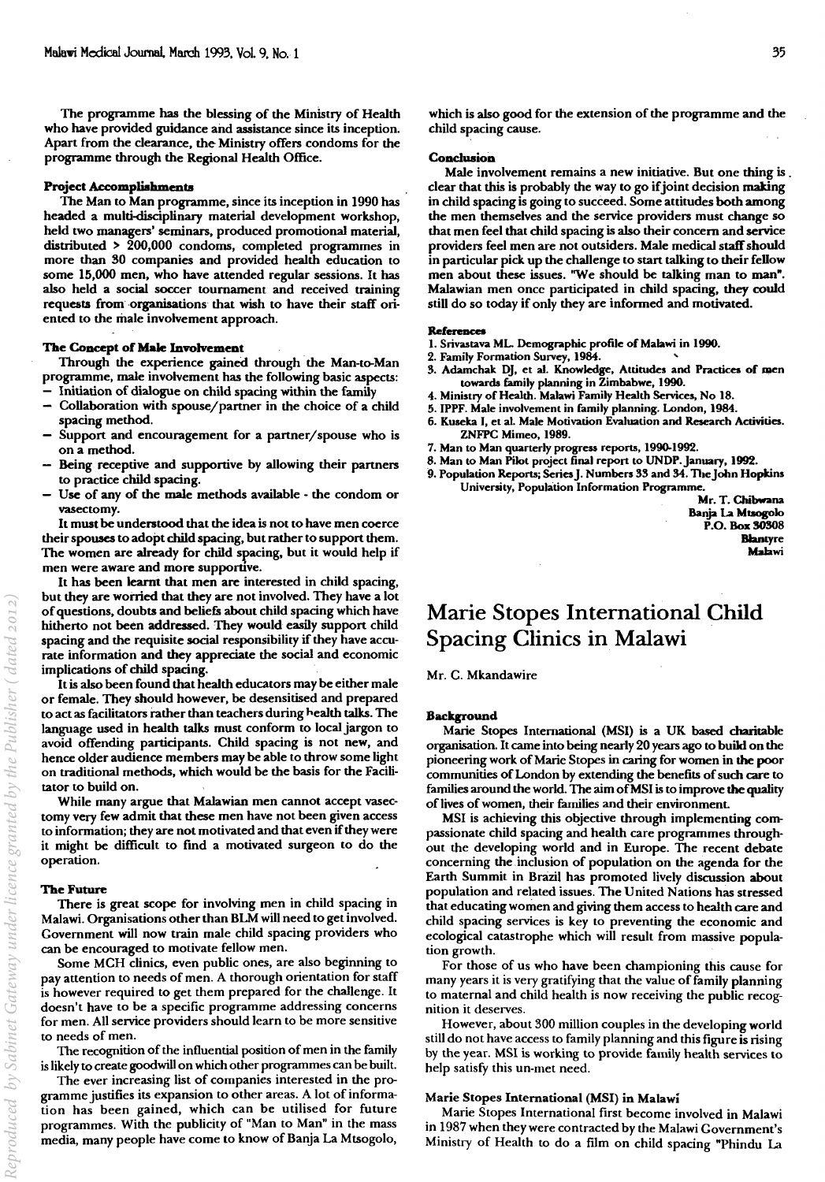The programme has the blessing of the Ministry of Health who have provided guidance and assistance since its inception. Apart from the clearance, the Ministry offers condoms for the programme through the Regional Health Office.

#### Project Accomplishments

The Man to Man programme, since its inception in 1990 has headed a multi-disciplinary material development workshop, held two managers' seminars, produced promotional material, distributed > 200,000 condoms, completed programmes in more than 30 companies and provided health education to some 15,000 men, who have attended regular sessions. It has also held a social soccer tournament and received training requests from organisations that wish to have their staff oriented to the male involvement approach.

#### The Concept of Male Involvement

Through the experience gained through the Man-to-Man programme, male involvement has the following basic aspects:

- Initiation of dialogue on child spacing within the family
- Collaboration with spouse/partner in the choice of a child spacing method.
- Support and encouragement for a partner/spouse who is on a method.
- Being receptive and supportive by allowing their partners to practice child spacing.
- Use of any of the male methods available - the condom or vasectomy.

It must be understood that the idea is not to have men coerce their spouses to adopt child spacing, but rather to support them. The women are already for child spacing, but it would help if men were aware and more supportive.

It has been learnt that men are interested in child spacing, but they are worried that they are not involved. They have a lot of questions, doubts and beliefs about child spacing which have hitherto not been addressed. They would easily support child spacing and the requisite social responsibility if they have accurate information and they appreciate the social and economic implications of child spacing.

It is also been found that health educators may be either male or female. They should however, be desensitised and prepared to act as facilitators rather than teachers during health talks. The language used in health talks must conform to local jargon to avoid offending participants. Child spacing is not new, and hence older audience members may be able to throw some light on traditional methods, which would be the basis for the Facilitator to build on.

While many argue that Malawian men cannot accept vasectomy very few admit that these men have not been given access to information; they are not motivated and that even if they were it might be difficult to find a motivated surgeon to do the operation.

#### The Future

There is great scope for involving men in child spacing in Malawi. Organisations other than BLM will need to get involved. Government will now train male child spacing providers who can be encouraged to motivate fellow men.

Some MCH clinics, even public ones, are also beginning to pay attention to needs of men. A thorough orientation for staff is however required to get them prepared for the challenge. It doesn't have to be a specific programme addressing concerns for men. All service providers should learn to be more sensitive to needs of men.

The recognition of the influential position of men in the family is likely to create goodwill on which other programmes can be built.

The ever increasing list of companies interested in the programme justifies its expansion to other areas. A lot of information has been gained, which can be utilised for future programmes. With the publicity of "Man to Man" in the mass media, many people have come to know of Banja La Mtsogolo, which is also good for the extension of the programme and the child spacing cause.

#### Conclusion

Male involvement remains a new initiative. But one thing is clear that this is probably the way to go if joint decision making in child spacing is going to succeed. Some attitudes both among the men themselves and the service providers must change so that men feel that child spacing is also their concern and service providers feel men are not outsiders. Male medical staff should in particular pick up the challenge to start talking to their fellow men about these issues. "We should be talking man to man". Malawian men once participated in child spacing, they could still do so today if only they are informed and motivated.

#### References

1. Srivastava ML. Demographic profile of Malawi in 1990.
2. Family Formation Survey, 1984.
3. Adamchak DJ, et al. Knowledge, Attitudes and Practices of men towards family planning in Zimbabwe, 1990.
4. Ministry of Health. Malawi Family Health Services, No 18.
5. IPPF. Male involvement in family planning. London, 1984.
6. Kuseka I, et al. Male Motivation Evaluation and Research Activities. ZNFPC Mimeo, 1989.
7. Man to Man quarterly progress reports, 1990-1992.
8. Man to Man Pilot project final report to UNDP. January, 1992.
9. Population Reports; Series J. Numbers 33 and 34. The John Hopkins University, Population Information Programme.

Mr. T. Chibwana
Banja La Mtsogolo
P.O. Box 30308
Blantyre
Malawi

# Marie Stopes International Child Spacing Clinics in Malawi

Mr. C. Mkandawire

#### Background

Marie Stopes International (MSI) is a UK based charitable organisation. It came into being nearly 20 years ago to build on the pioneering work of Marie Stopes in caring for women in the poor communities of London by extending the benefits of such care to families around the world. The aim of MSI is to improve the quality of lives of women, their families and their environment.

MSI is achieving this objective through implementing compassionate child spacing and health care programmes throughout the developing world and in Europe. The recent debate concerning the inclusion of population on the agenda for the Earth Summit in Brazil has promoted lively discussion about population and related issues. The United Nations has stressed that educating women and giving them access to health care and child spacing services is key to preventing the economic and ecological catastrophe which will result from massive population growth.

For those of us who have been championing this cause for many years it is very gratifying that the value of family planning to maternal and child health is now receiving the public recognition it deserves.

However, about 300 million couples in the developing world still do not have access to family planning and this figure is rising by the year. MSI is working to provide family health services to help satisfy this un-met need.

#### Marie Stopes International (MSI) in Malawi

Marie Stopes International first become involved in Malawi in 1987 when they were contracted by the Malawi Government's Ministry of Health to do a film on child spacing "Phindu La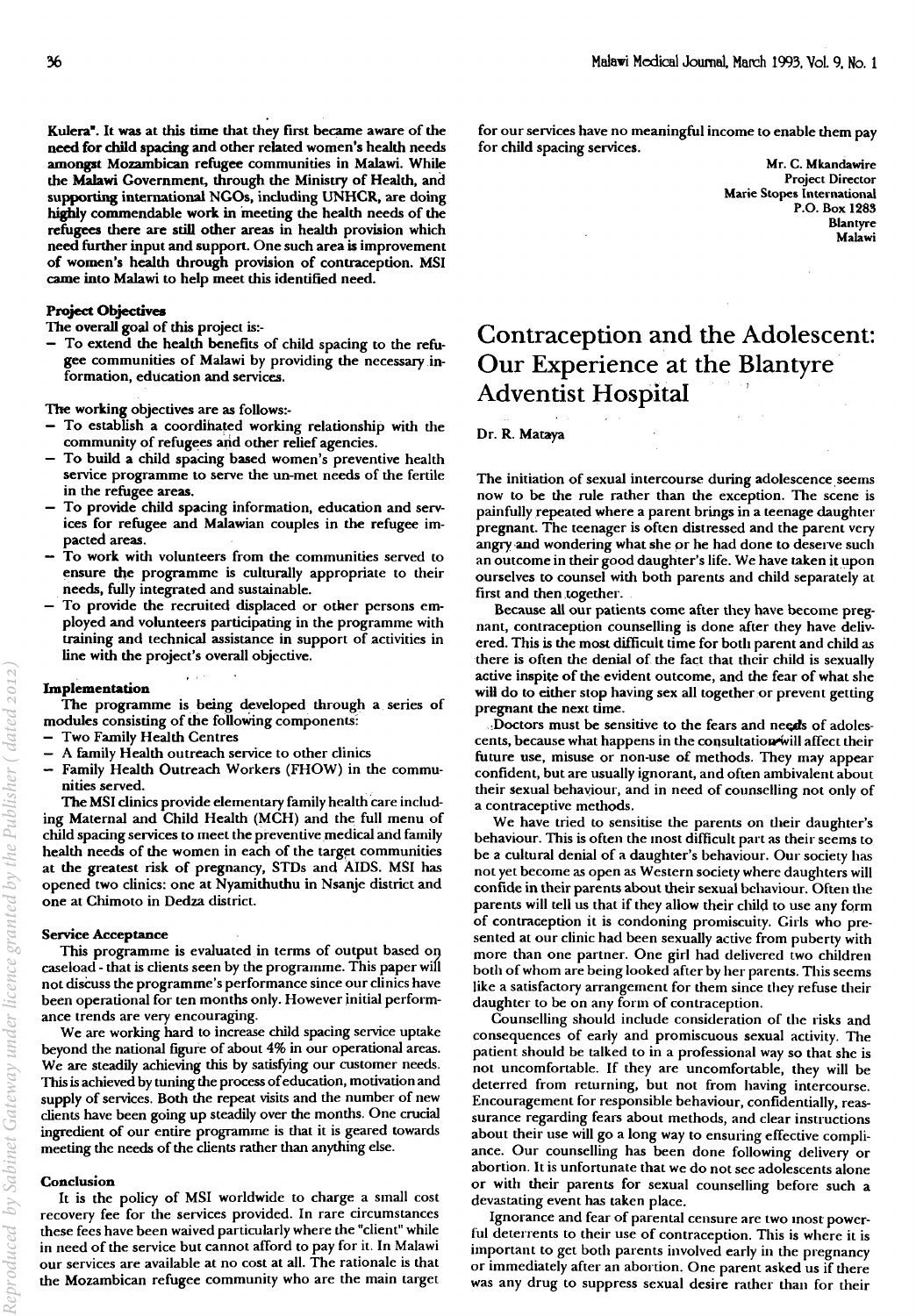Kulera". It was at this time that they first became aware of the need for child spacing and other related women's health needs amongst Mozambican refugee communities in Malawi. While the Malawi Government, through the Ministry of Health, and supporting international NGOs, including UNHCR, are doing highly commendable work in meeting the health needs of the refugees there are still other areas in health provision which need further input and support. One such area is improvement of women's health through provision of contraception. MSI came into Malawi to help meet this identified need.

### Project Objectives

The overall goal of this project is:-

- To extend the health benefits of child spacing to the refugee communities of Malawi by providing the necessary information, education and services.

The working objectives are as follows:-

- To establish a coordinated working relationship with the community of refugees and other relief agencies.
- To build a child spacing based women's preventive health service programme to serve the un-met needs of the fertile in the refugee areas.
- To provide child spacing information, education and services for refugee and Malawian couples in the refugee impacted areas.
- To work with volunteers from the communities served to ensure the programme is culturally appropriate to their needs, fully integrated and sustainable.
- To provide the recruited displaced or other persons employed and volunteers participating in the programme with training and technical assistance in support of activities in line with the project's overall objective.

### Implementation

The programme is being developed through a series of modules consisting of the following components:

- Two Family Health Centres
- A family Health outreach service to other clinics
- Family Health Outreach Workers (FHOW) in the communities served.

The MSI clinics provide elementary family health care including Maternal and Child Health (MCH) and the full menu of child spacing services to meet the preventive medical and family health needs of the women in each of the target communities at the greatest risk of pregnancy, STDs and AIDS. MSI has opened two clinics: one at Nyamithuthu in Nsanje district and one at Chimoto in Dedza district.

### Service Acceptance

This programme is evaluated in terms of output based on caseload - that is clients seen by the programme. This paper will not discuss the programme's performance since our clinics have been operational for ten months only. However initial performance trends are very encouraging.

We are working hard to increase child spacing service uptake beyond the national figure of about 4% in our operational areas. We are steadily achieving this by satisfying our customer needs. This is achieved by tuning the process of education, motivation and supply of services. Both the repeat visits and the number of new clients have been going up steadily over the months. One crucial ingredient of our entire programme is that it is geared towards meeting the needs of the clients rather than anything else.

### Conclusion

It is the policy of MSI worldwide to charge a small cost recovery fee for the services provided. In rare circumstances these fees have been waived particularly where the "client" while in need of the service but cannot afford to pay for it. In Malawi our services are available at no cost at all. The rationale is that the Mozambican refugee community who are the main target for our services have no meaningful income to enable them pay for child spacing services.

Mr. C. Mkandawire
Project Director
Marie Stopes International
P.O. Box 1283
Blantyre
Malawi

# Contraception and the Adolescent: Our Experience at the Blantyre Adventist Hospital

Dr. R. Mataya

The initiation of sexual intercourse during adolescence seems now to be the rule rather than the exception. The scene is painfully repeated where a parent brings in a teenage daughter pregnant. The teenager is often distressed and the parent very angry and wondering what she or he had done to deserve such an outcome in their good daughter's life. We have taken it upon ourselves to counsel with both parents and child separately at first and then together.

Because all our patients come after they have become pregnant, contraception counselling is done after they have delivered. This is the most difficult time for both parent and child as there is often the denial of the fact that their child is sexually active inspite of the evident outcome, and the fear of what she will do to either stop having sex all together or prevent getting pregnant the next time.

Doctors must be sensitive to the fears and needs of adolescents, because what happens in the consultation will affect their future use, misuse or non-use of methods. They may appear confident, but are usually ignorant, and often ambivalent about their sexual behaviour, and in need of counselling not only of a contraceptive methods.

We have tried to sensitise the parents on their daughter's behaviour. This is often the most difficult part as their seems to be a cultural denial of a daughter's behaviour. Our society has not yet become as open as Western society where daughters will confide in their parents about their sexual behaviour. Often the parents will tell us that if they allow their child to use any form of contraception it is condoning promiscuity. Girls who presented at our clinic had been sexually active from puberty with more than one partner. One girl had delivered two children both of whom are being looked after by her parents. This seems like a satisfactory arrangement for them since they refuse their daughter to be on any form of contraception.

Counselling should include consideration of the risks and consequences of early and promiscuous sexual activity. The patient should be talked to in a professional way so that she is not uncomfortable. If they are uncomfortable, they will be deterred from returning, but not from having intercourse. Encouragement for responsible behaviour, confidentially, reassurance regarding fears about methods, and clear instructions about their use will go a long way to ensuring effective compliance. Our counselling has been done following delivery or abortion. It is unfortunate that we do not see adolescents alone or with their parents for sexual counselling before such a devastating event has taken place.

Ignorance and fear of parental censure are two most powerful deterrents to their use of contraception. This is where it is important to get both parents involved early in the pregnancy or immediately after an abortion. One parent asked us if there was any drug to suppress sexual desire rather than for their